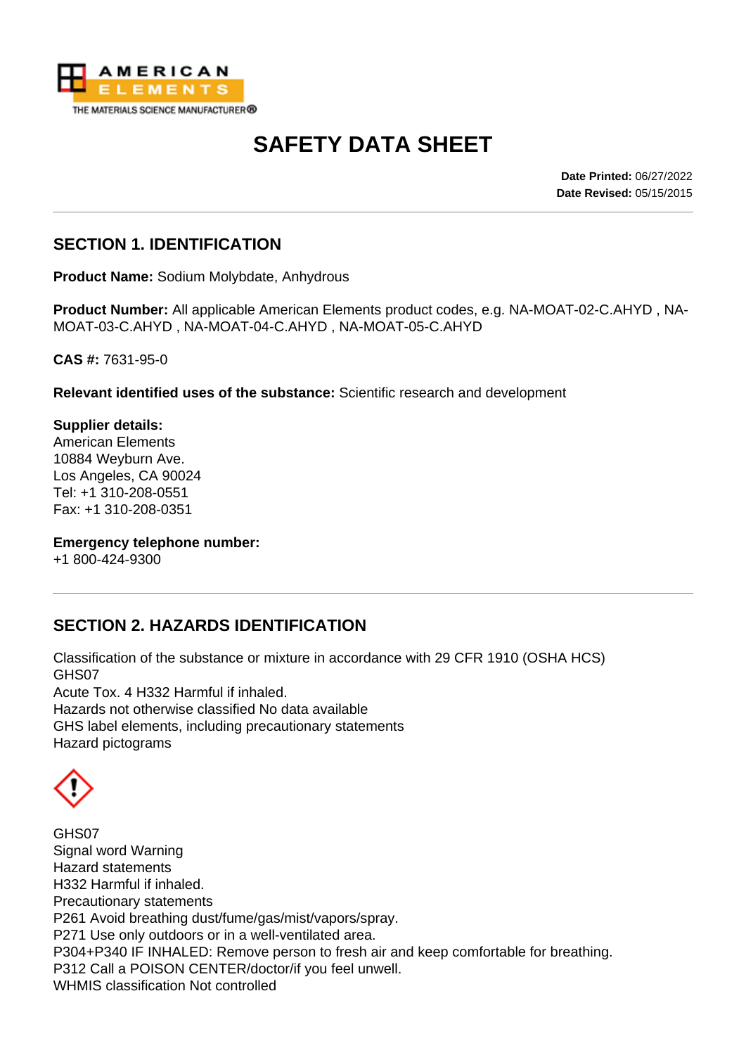AMERICAN ELEMENTS
THE MATERIALS SCIENCE MANUFACTURER®

# SAFETY DATA SHEET

**Date Printed:** 06/27/2022
**Date Revised:** 05/15/2015

## SECTION 1. IDENTIFICATION

**Product Name:** Sodium Molybdate, Anhydrous

**Product Number:** All applicable American Elements product codes, e.g. NA-MOAT-02-C.AHYD , NA-MOAT-03-C.AHYD , NA-MOAT-04-C.AHYD , NA-MOAT-05-C.AHYD

**CAS #:** 7631-95-0

**Relevant identified uses of the substance:** Scientific research and development

**Supplier details:**
American Elements
10884 Weyburn Ave.
Los Angeles, CA 90024
Tel: +1 310-208-0551
Fax: +1 310-208-0351

**Emergency telephone number:**
+1 800-424-9300

## SECTION 2. HAZARDS IDENTIFICATION

Classification of the substance or mixture in accordance with 29 CFR 1910 (OSHA HCS)
GHS07
Acute Tox. 4 H332 Harmful if inhaled.
Hazards not otherwise classified No data available
GHS label elements, including precautionary statements
Hazard pictograms

GHS07
Signal word Warning
Hazard statements
H332 Harmful if inhaled.
Precautionary statements
P261 Avoid breathing dust/fume/gas/mist/vapors/spray.
P271 Use only outdoors or in a well-ventilated area.
P304+P340 IF INHALED: Remove person to fresh air and keep comfortable for breathing.
P312 Call a POISON CENTER/doctor/if you feel unwell.
WHMIS classification Not controlled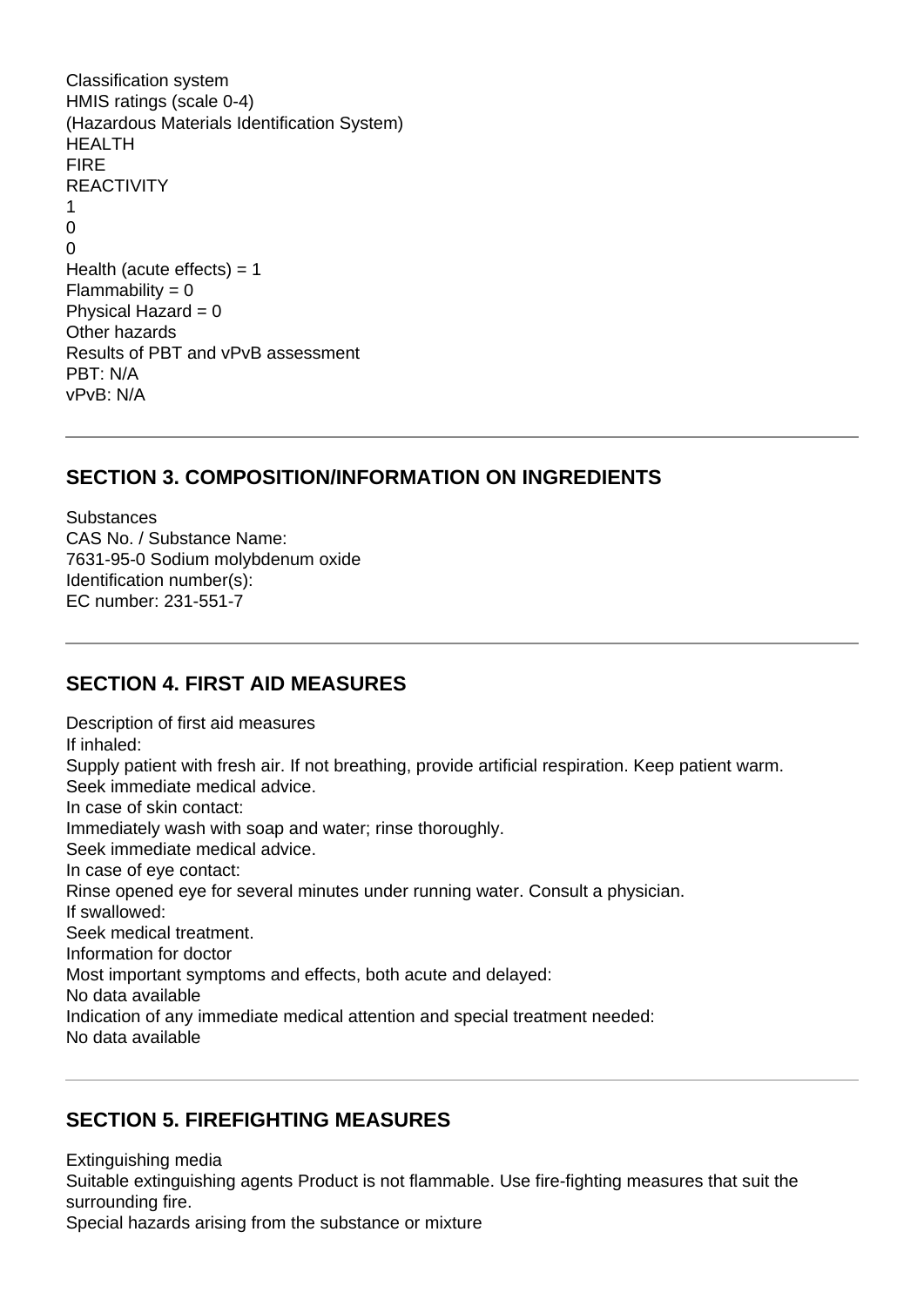Classification system
HMIS ratings (scale 0-4)
(Hazardous Materials Identification System)

| HEALTH | FIRE | REACTIVITY |
| --- | --- | --- |
| 1 | 0 | 0 |

Health (acute effects) = 1
Flammability = 0
Physical Hazard = 0
Other hazards
Results of PBT and vPvB assessment
PBT: N/A
vPvB: N/A

---

## SECTION 3. COMPOSITION/INFORMATION ON INGREDIENTS

Substances
CAS No. / Substance Name:
7631-95-0 Sodium molybdenum oxide
Identification number(s):
EC number: 231-551-7

---

## SECTION 4. FIRST AID MEASURES

Description of first aid measures
If inhaled:
Supply patient with fresh air. If not breathing, provide artificial respiration. Keep patient warm.
Seek immediate medical advice.
In case of skin contact:
Immediately wash with soap and water; rinse thoroughly.
Seek immediate medical advice.
In case of eye contact:
Rinse opened eye for several minutes under running water. Consult a physician.
If swallowed:
Seek medical treatment.
Information for doctor
Most important symptoms and effects, both acute and delayed:
No data available
Indication of any immediate medical attention and special treatment needed:
No data available

---

## SECTION 5. FIREFIGHTING MEASURES

Extinguishing media
Suitable extinguishing agents Product is not flammable. Use fire-fighting measures that suit the surrounding fire.
Special hazards arising from the substance or mixture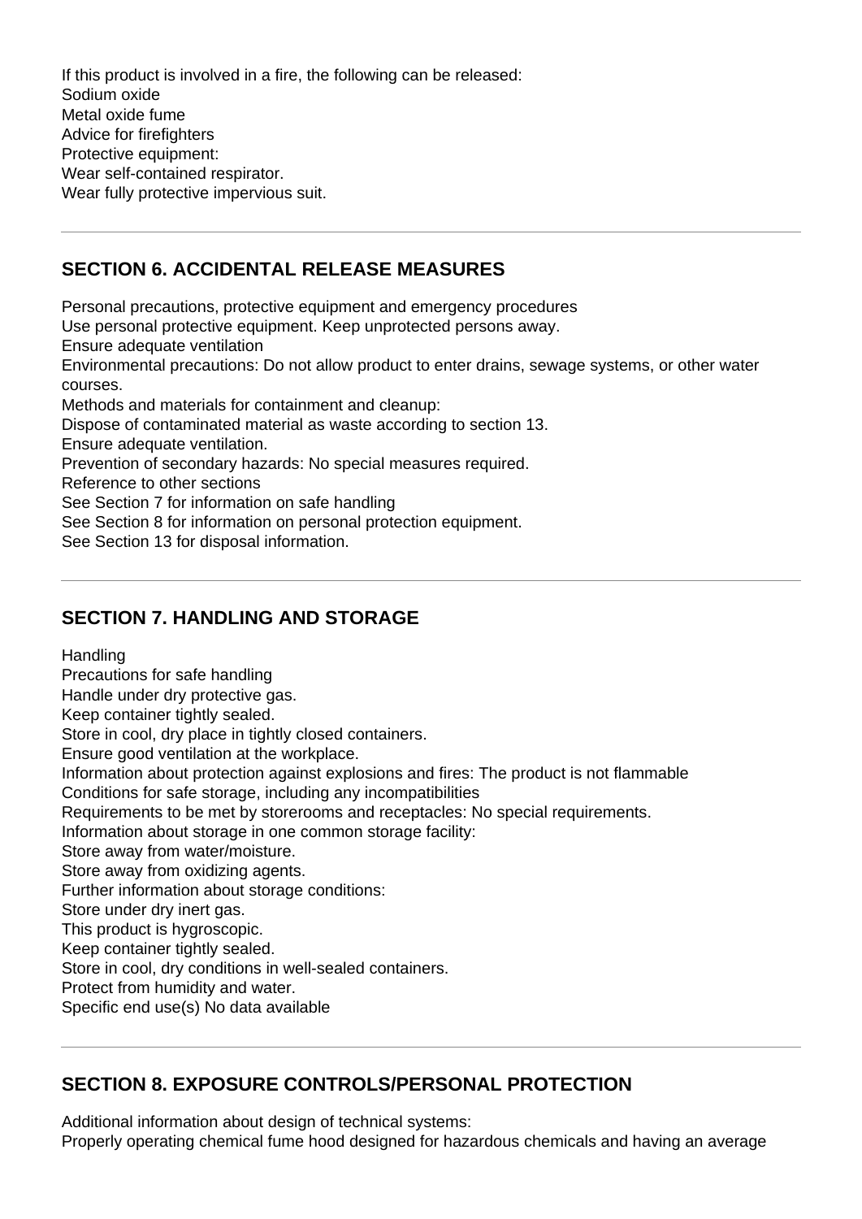If this product is involved in a fire, the following can be released:
Sodium oxide
Metal oxide fume
Advice for firefighters
Protective equipment:
Wear self-contained respirator.
Wear fully protective impervious suit.

---

## SECTION 6. ACCIDENTAL RELEASE MEASURES

Personal precautions, protective equipment and emergency procedures
Use personal protective equipment. Keep unprotected persons away.
Ensure adequate ventilation
Environmental precautions: Do not allow product to enter drains, sewage systems, or other water courses.
Methods and materials for containment and cleanup:
Dispose of contaminated material as waste according to section 13.
Ensure adequate ventilation.
Prevention of secondary hazards: No special measures required.
Reference to other sections
See Section 7 for information on safe handling
See Section 8 for information on personal protection equipment.
See Section 13 for disposal information.

---

## SECTION 7. HANDLING AND STORAGE

Handling
Precautions for safe handling
Handle under dry protective gas.
Keep container tightly sealed.
Store in cool, dry place in tightly closed containers.
Ensure good ventilation at the workplace.
Information about protection against explosions and fires: The product is not flammable
Conditions for safe storage, including any incompatibilities
Requirements to be met by storerooms and receptacles: No special requirements.
Information about storage in one common storage facility:
Store away from water/moisture.
Store away from oxidizing agents.
Further information about storage conditions:
Store under dry inert gas.
This product is hygroscopic.
Keep container tightly sealed.
Store in cool, dry conditions in well-sealed containers.
Protect from humidity and water.
Specific end use(s) No data available

---

## SECTION 8. EXPOSURE CONTROLS/PERSONAL PROTECTION

Additional information about design of technical systems:
Properly operating chemical fume hood designed for hazardous chemicals and having an average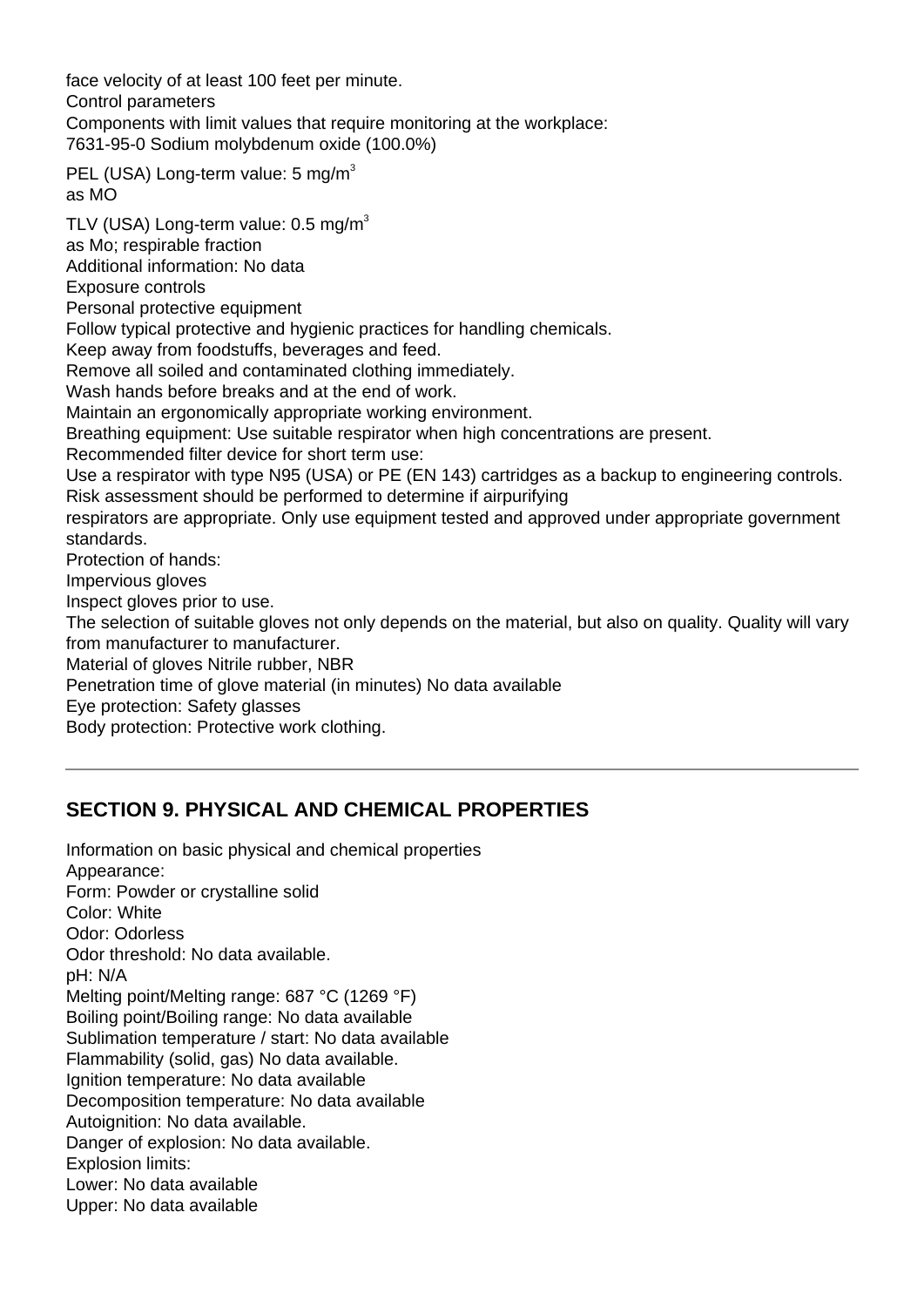face velocity of at least 100 feet per minute.
Control parameters
Components with limit values that require monitoring at the workplace:
7631-95-0 Sodium molybdenum oxide (100.0%)

PEL (USA) Long-term value: 5 mg/m$^3$
as MO

TLV (USA) Long-term value: 0.5 mg/m$^3$
as Mo; respirable fraction
Additional information: No data
Exposure controls
Personal protective equipment
Follow typical protective and hygienic practices for handling chemicals.
Keep away from foodstuffs, beverages and feed.
Remove all soiled and contaminated clothing immediately.
Wash hands before breaks and at the end of work.
Maintain an ergonomically appropriate working environment.
Breathing equipment: Use suitable respirator when high concentrations are present.
Recommended filter device for short term use:
Use a respirator with type N95 (USA) or PE (EN 143) cartridges as a backup to engineering controls.
Risk assessment should be performed to determine if airpurifying
respirators are appropriate. Only use equipment tested and approved under appropriate government standards.
Protection of hands:
Impervious gloves
Inspect gloves prior to use.
The selection of suitable gloves not only depends on the material, but also on quality. Quality will vary from manufacturer to manufacturer.
Material of gloves Nitrile rubber, NBR
Penetration time of glove material (in minutes) No data available
Eye protection: Safety glasses
Body protection: Protective work clothing.

---

## SECTION 9. PHYSICAL AND CHEMICAL PROPERTIES

Information on basic physical and chemical properties
Appearance:
Form: Powder or crystalline solid
Color: White
Odor: Odorless
Odor threshold: No data available.
pH: N/A
Melting point/Melting range: 687 °C (1269 °F)
Boiling point/Boiling range: No data available
Sublimation temperature / start: No data available
Flammability (solid, gas) No data available.
Ignition temperature: No data available
Decomposition temperature: No data available
Autoignition: No data available.
Danger of explosion: No data available.
Explosion limits:
Lower: No data available
Upper: No data available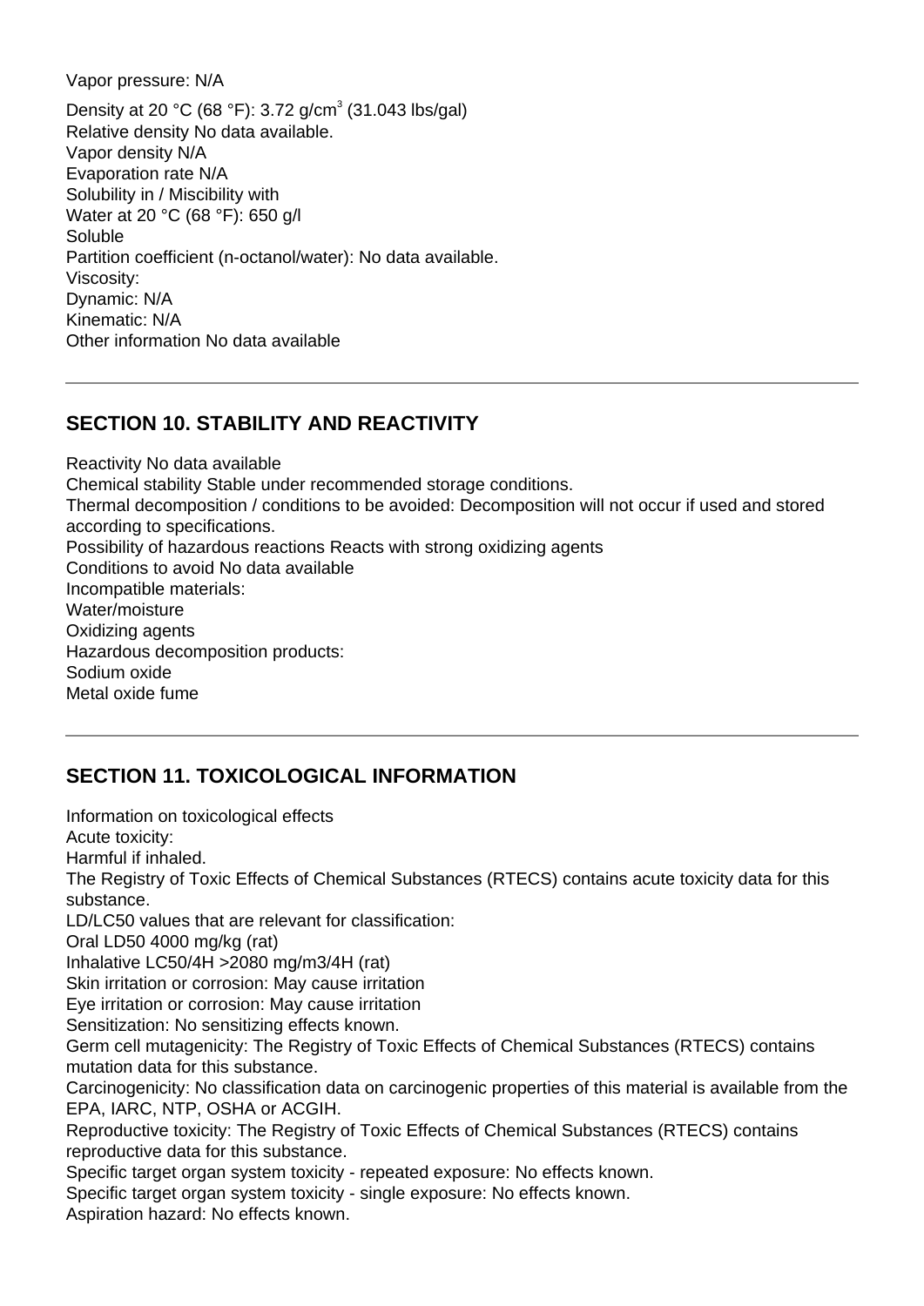Vapor pressure: N/A

Density at 20 °C (68 °F): 3.72 g/cm$^3$ (31.043 lbs/gal)
Relative density No data available.
Vapor density N/A
Evaporation rate N/A
Solubility in / Miscibility with
Water at 20 °C (68 °F): 650 g/l
Soluble
Partition coefficient (n-octanol/water): No data available.
Viscosity:
Dynamic: N/A
Kinematic: N/A
Other information No data available

## SECTION 10. STABILITY AND REACTIVITY

Reactivity No data available
Chemical stability Stable under recommended storage conditions.
Thermal decomposition / conditions to be avoided: Decomposition will not occur if used and stored according to specifications.
Possibility of hazardous reactions Reacts with strong oxidizing agents
Conditions to avoid No data available
Incompatible materials:
Water/moisture
Oxidizing agents
Hazardous decomposition products:
Sodium oxide
Metal oxide fume

## SECTION 11. TOXICOLOGICAL INFORMATION

Information on toxicological effects
Acute toxicity:
Harmful if inhaled.
The Registry of Toxic Effects of Chemical Substances (RTECS) contains acute toxicity data for this substance.
LD/LC50 values that are relevant for classification:
Oral LD50 4000 mg/kg (rat)
Inhalative LC50/4H >2080 mg/m3/4H (rat)
Skin irritation or corrosion: May cause irritation
Eye irritation or corrosion: May cause irritation
Sensitization: No sensitizing effects known.
Germ cell mutagenicity: The Registry of Toxic Effects of Chemical Substances (RTECS) contains mutation data for this substance.
Carcinogenicity: No classification data on carcinogenic properties of this material is available from the EPA, IARC, NTP, OSHA or ACGIH.
Reproductive toxicity: The Registry of Toxic Effects of Chemical Substances (RTECS) contains reproductive data for this substance.
Specific target organ system toxicity - repeated exposure: No effects known.
Specific target organ system toxicity - single exposure: No effects known.
Aspiration hazard: No effects known.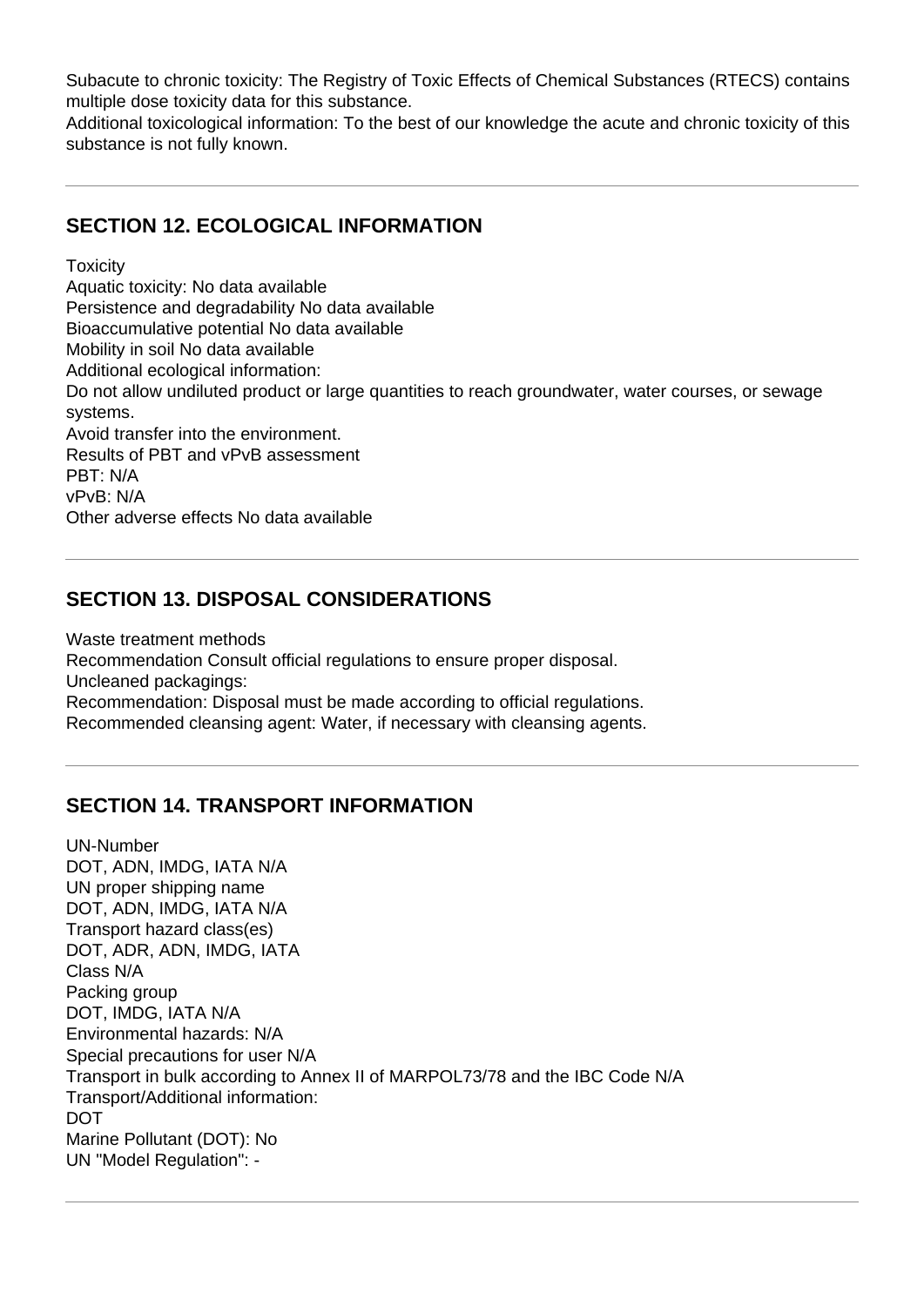Subacute to chronic toxicity: The Registry of Toxic Effects of Chemical Substances (RTECS) contains multiple dose toxicity data for this substance.
Additional toxicological information: To the best of our knowledge the acute and chronic toxicity of this substance is not fully known.

---

## SECTION 12. ECOLOGICAL INFORMATION

Toxicity
Aquatic toxicity: No data available
Persistence and degradability No data available
Bioaccumulative potential No data available
Mobility in soil No data available
Additional ecological information:
Do not allow undiluted product or large quantities to reach groundwater, water courses, or sewage systems.
Avoid transfer into the environment.
Results of PBT and vPvB assessment
PBT: N/A
vPvB: N/A
Other adverse effects No data available

---

## SECTION 13. DISPOSAL CONSIDERATIONS

Waste treatment methods
Recommendation Consult official regulations to ensure proper disposal.
Uncleaned packagings:
Recommendation: Disposal must be made according to official regulations.
Recommended cleansing agent: Water, if necessary with cleansing agents.

---

## SECTION 14. TRANSPORT INFORMATION

UN-Number
DOT, ADN, IMDG, IATA N/A
UN proper shipping name
DOT, ADN, IMDG, IATA N/A
Transport hazard class(es)
DOT, ADR, ADN, IMDG, IATA
Class N/A
Packing group
DOT, IMDG, IATA N/A
Environmental hazards: N/A
Special precautions for user N/A
Transport in bulk according to Annex II of MARPOL73/78 and the IBC Code N/A
Transport/Additional information:
DOT
Marine Pollutant (DOT): No
UN "Model Regulation": -

---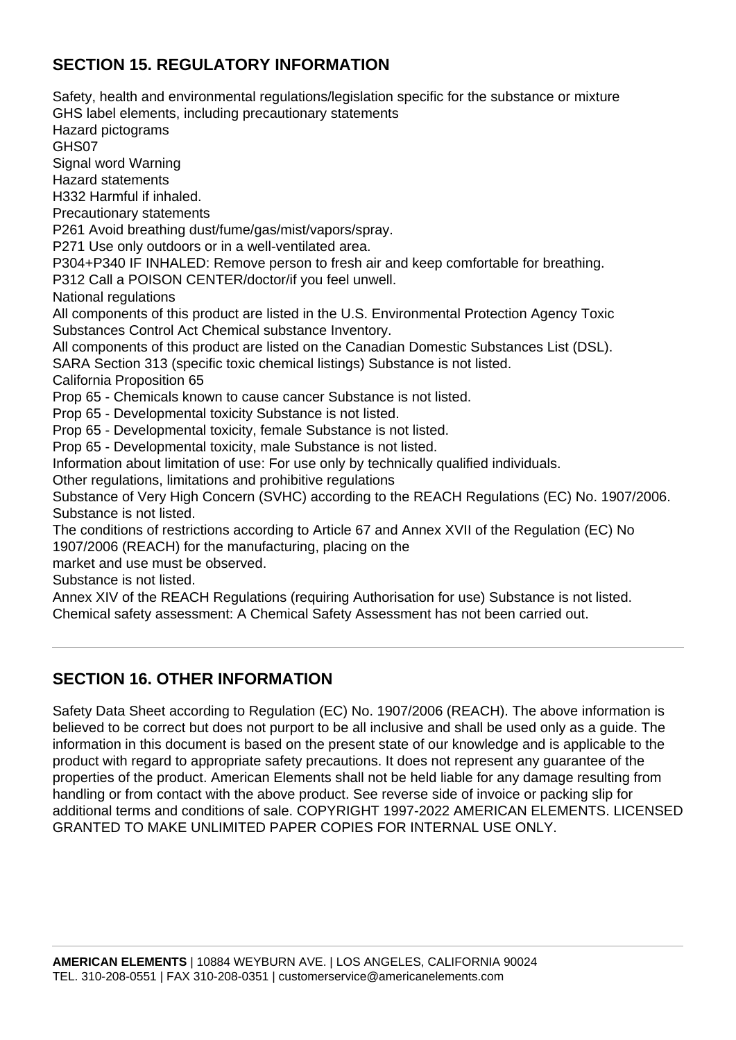## SECTION 15. REGULATORY INFORMATION

Safety, health and environmental regulations/legislation specific for the substance or mixture
GHS label elements, including precautionary statements
Hazard pictograms
GHS07
Signal word Warning
Hazard statements
H332 Harmful if inhaled.
Precautionary statements
P261 Avoid breathing dust/fume/gas/mist/vapors/spray.
P271 Use only outdoors or in a well-ventilated area.
P304+P340 IF INHALED: Remove person to fresh air and keep comfortable for breathing.
P312 Call a POISON CENTER/doctor/if you feel unwell.
National regulations
All components of this product are listed in the U.S. Environmental Protection Agency Toxic Substances Control Act Chemical substance Inventory.
All components of this product are listed on the Canadian Domestic Substances List (DSL).
SARA Section 313 (specific toxic chemical listings) Substance is not listed.
California Proposition 65
Prop 65 - Chemicals known to cause cancer Substance is not listed.
Prop 65 - Developmental toxicity Substance is not listed.
Prop 65 - Developmental toxicity, female Substance is not listed.
Prop 65 - Developmental toxicity, male Substance is not listed.
Information about limitation of use: For use only by technically qualified individuals.
Other regulations, limitations and prohibitive regulations
Substance of Very High Concern (SVHC) according to the REACH Regulations (EC) No. 1907/2006.
Substance is not listed.
The conditions of restrictions according to Article 67 and Annex XVII of the Regulation (EC) No 1907/2006 (REACH) for the manufacturing, placing on the
market and use must be observed.
Substance is not listed.
Annex XIV of the REACH Regulations (requiring Authorisation for use) Substance is not listed.
Chemical safety assessment: A Chemical Safety Assessment has not been carried out.

---

## SECTION 16. OTHER INFORMATION

Safety Data Sheet according to Regulation (EC) No. 1907/2006 (REACH). The above information is believed to be correct but does not purport to be all inclusive and shall be used only as a guide. The information in this document is based on the present state of our knowledge and is applicable to the product with regard to appropriate safety precautions. It does not represent any guarantee of the properties of the product. American Elements shall not be held liable for any damage resulting from handling or from contact with the above product. See reverse side of invoice or packing slip for additional terms and conditions of sale. COPYRIGHT 1997-2022 AMERICAN ELEMENTS. LICENSED GRANTED TO MAKE UNLIMITED PAPER COPIES FOR INTERNAL USE ONLY.